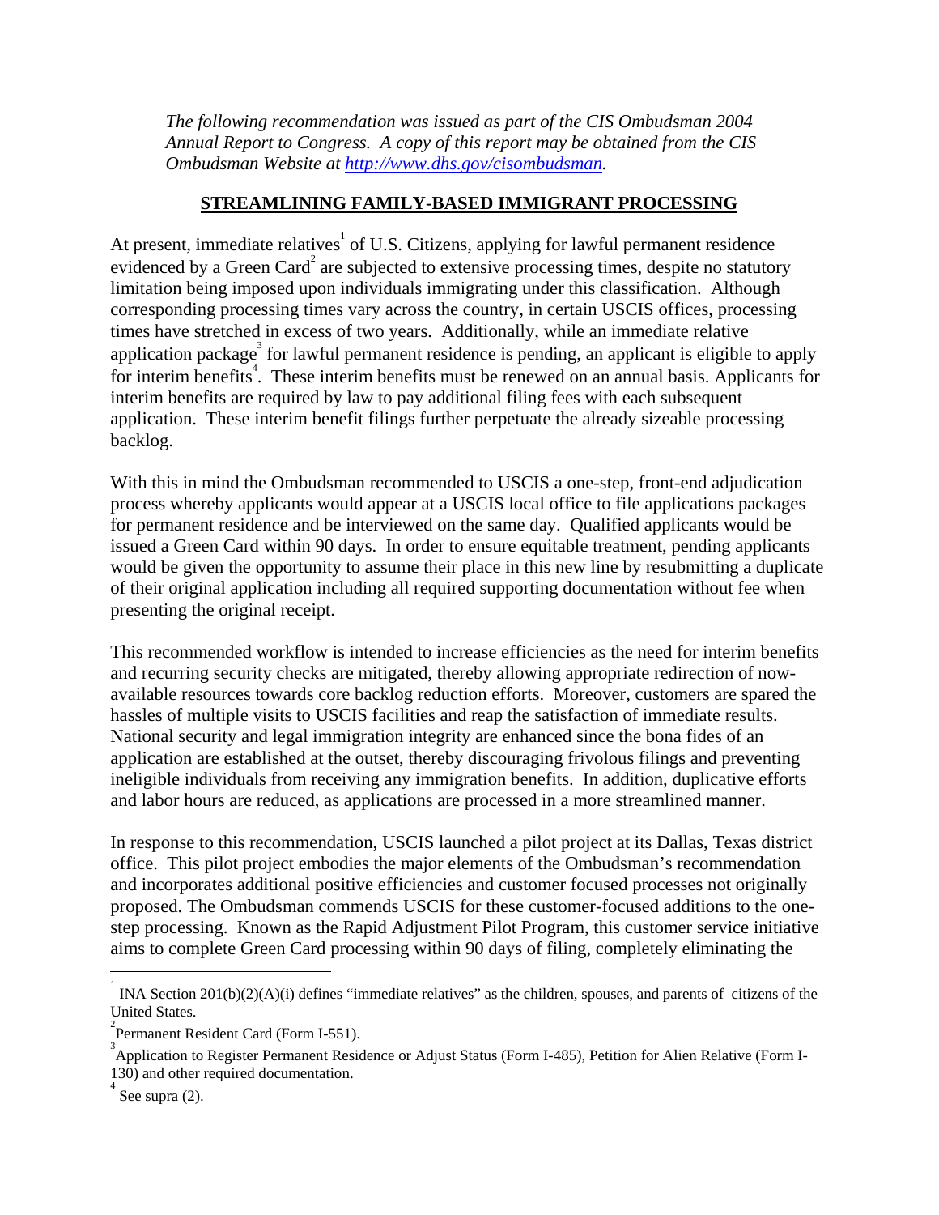*The following recommendation was issued as part of the CIS Ombudsman 2004 Annual Report to Congress. A copy of this report may be obtained from the CIS Ombudsman Website at [http://www.dhs.gov/cisombudsman](http://www.dhs.gov/cisombudsman).*

## STREAMLINING FAMILY-BASED IMMIGRANT PROCESSING

At present, immediate relatives[1] of U.S. Citizens, applying for lawful permanent residence evidenced by a Green Card[2] are subjected to extensive processing times, despite no statutory limitation being imposed upon individuals immigrating under this classification. Although corresponding processing times vary across the country, in certain USCIS offices, processing times have stretched in excess of two years. Additionally, while an immediate relative application package[3] for lawful permanent residence is pending, an applicant is eligible to apply for interim benefits[4]. These interim benefits must be renewed on an annual basis. Applicants for interim benefits are required by law to pay additional filing fees with each subsequent application. These interim benefit filings further perpetuate the already sizeable processing backlog.

With this in mind the Ombudsman recommended to USCIS a one-step, front-end adjudication process whereby applicants would appear at a USCIS local office to file applications packages for permanent residence and be interviewed on the same day. Qualified applicants would be issued a Green Card within 90 days. In order to ensure equitable treatment, pending applicants would be given the opportunity to assume their place in this new line by resubmitting a duplicate of their original application including all required supporting documentation without fee when presenting the original receipt.

This recommended workflow is intended to increase efficiencies as the need for interim benefits and recurring security checks are mitigated, thereby allowing appropriate redirection of now-available resources towards core backlog reduction efforts. Moreover, customers are spared the hassles of multiple visits to USCIS facilities and reap the satisfaction of immediate results. National security and legal immigration integrity are enhanced since the bona fides of an application are established at the outset, thereby discouraging frivolous filings and preventing ineligible individuals from receiving any immigration benefits. In addition, duplicative efforts and labor hours are reduced, as applications are processed in a more streamlined manner.

In response to this recommendation, USCIS launched a pilot project at its Dallas, Texas district office. This pilot project embodies the major elements of the Ombudsman's recommendation and incorporates additional positive efficiencies and customer focused processes not originally proposed. The Ombudsman commends USCIS for these customer-focused additions to the one-step processing. Known as the Rapid Adjustment Pilot Program, this customer service initiative aims to complete Green Card processing within 90 days of filing, completely eliminating the

---

[1] INA Section 201(b)(2)(A)(i) defines "immediate relatives" as the children, spouses, and parents of citizens of the United States.

[2] Permanent Resident Card (Form I-551).

[3] Application to Register Permanent Residence or Adjust Status (Form I-485), Petition for Alien Relative (Form I-130) and other required documentation.

[4] See supra (2).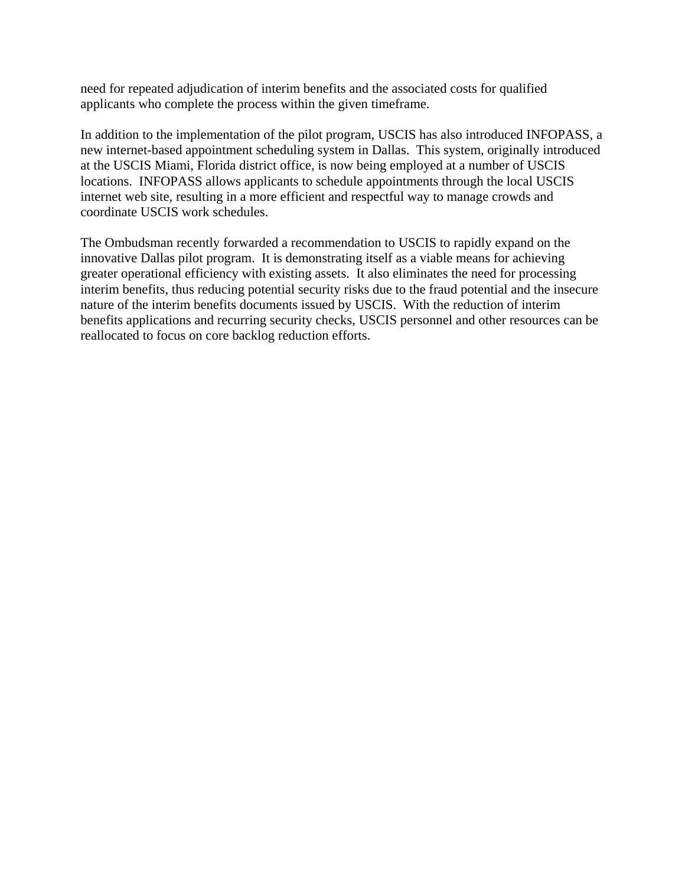need for repeated adjudication of interim benefits and the associated costs for qualified applicants who complete the process within the given timeframe.

In addition to the implementation of the pilot program, USCIS has also introduced INFOPASS, a new internet-based appointment scheduling system in Dallas. This system, originally introduced at the USCIS Miami, Florida district office, is now being employed at a number of USCIS locations. INFOPASS allows applicants to schedule appointments through the local USCIS internet web site, resulting in a more efficient and respectful way to manage crowds and coordinate USCIS work schedules.

The Ombudsman recently forwarded a recommendation to USCIS to rapidly expand on the innovative Dallas pilot program. It is demonstrating itself as a viable means for achieving greater operational efficiency with existing assets. It also eliminates the need for processing interim benefits, thus reducing potential security risks due to the fraud potential and the insecure nature of the interim benefits documents issued by USCIS. With the reduction of interim benefits applications and recurring security checks, USCIS personnel and other resources can be reallocated to focus on core backlog reduction efforts.